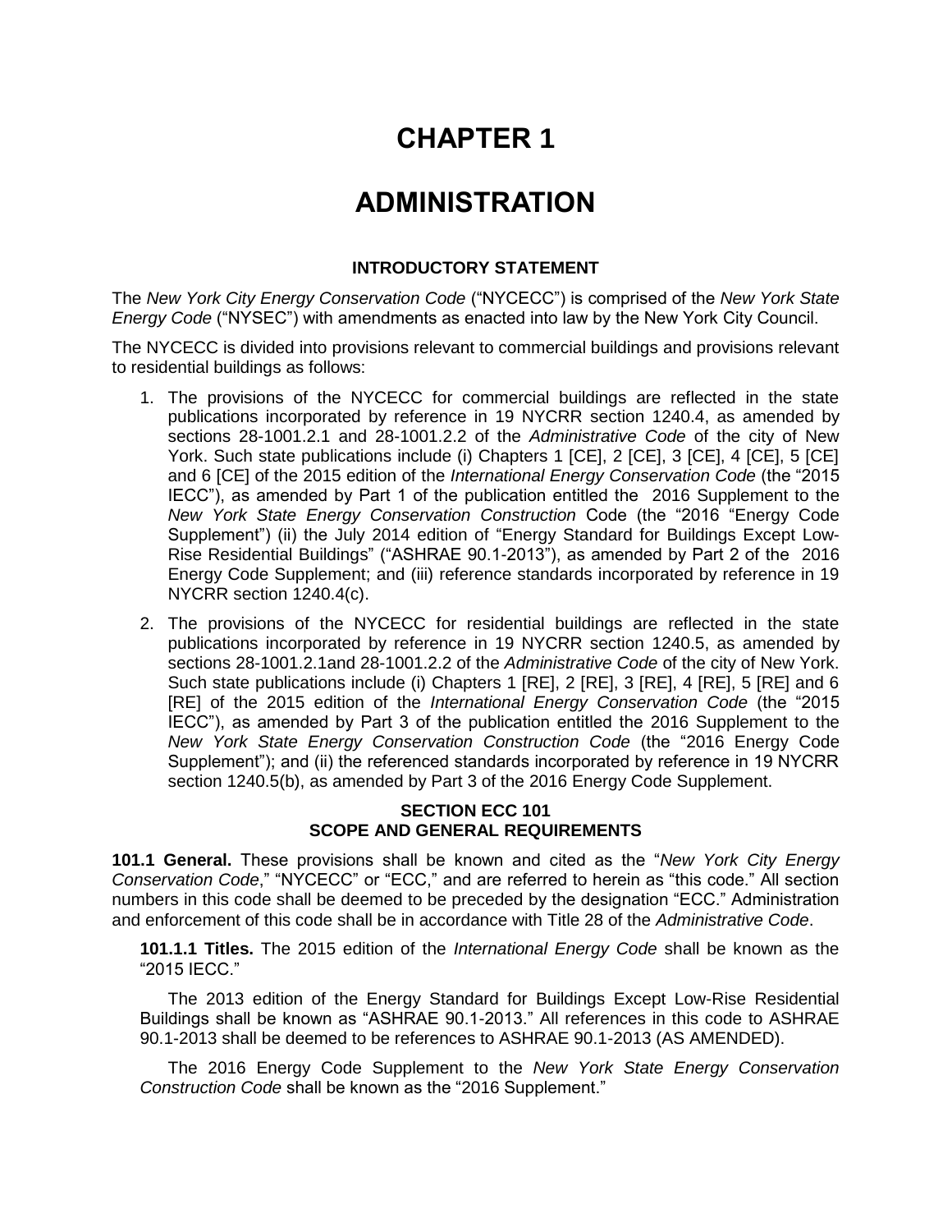# CHAPTER 1

# ADMINISTRATION

### INTRODUCTORY STATEMENT

The *New York City Energy Conservation Code* ("NYCECC") is comprised of the *New York State Energy Code* ("NYSEC") with amendments as enacted into law by the New York City Council.

The NYCECC is divided into provisions relevant to commercial buildings and provisions relevant to residential buildings as follows:

1. The provisions of the NYCECC for commercial buildings are reflected in the state publications incorporated by reference in 19 NYCRR section 1240.4, as amended by sections 28-1001.2.1 and 28-1001.2.2 of the *Administrative Code* of the city of New York. Such state publications include (i) Chapters 1 [CE], 2 [CE], 3 [CE], 4 [CE], 5 [CE] and 6 [CE] of the 2015 edition of the *International Energy Conservation Code* (the "2015 IECC"), as amended by Part 1 of the publication entitled the 2016 Supplement to the *New York State Energy Conservation Construction* Code (the "2016 "Energy Code Supplement") (ii) the July 2014 edition of "Energy Standard for Buildings Except Low-Rise Residential Buildings" ("ASHRAE 90.1-2013"), as amended by Part 2 of the 2016 Energy Code Supplement; and (iii) reference standards incorporated by reference in 19 NYCRR section 1240.4(c).
2. The provisions of the NYCECC for residential buildings are reflected in the state publications incorporated by reference in 19 NYCRR section 1240.5, as amended by sections 28-1001.2.1and 28-1001.2.2 of the *Administrative Code* of the city of New York. Such state publications include (i) Chapters 1 [RE], 2 [RE], 3 [RE], 4 [RE], 5 [RE] and 6 [RE] of the 2015 edition of the *International Energy Conservation Code* (the "2015 IECC"), as amended by Part 3 of the publication entitled the 2016 Supplement to the *New York State Energy Conservation Construction Code* (the "2016 Energy Code Supplement"); and (ii) the referenced standards incorporated by reference in 19 NYCRR section 1240.5(b), as amended by Part 3 of the 2016 Energy Code Supplement.

### SECTION ECC 101
### SCOPE AND GENERAL REQUIREMENTS

**101.1 General.** These provisions shall be known and cited as the "*New York City Energy Conservation Code*," "NYCECC" or "ECC," and are referred to herein as "this code." All section numbers in this code shall be deemed to be preceded by the designation "ECC." Administration and enforcement of this code shall be in accordance with Title 28 of the *Administrative Code*.

**101.1.1 Titles.** The 2015 edition of the *International Energy Code* shall be known as the "2015 IECC."

The 2013 edition of the Energy Standard for Buildings Except Low-Rise Residential Buildings shall be known as "ASHRAE 90.1-2013." All references in this code to ASHRAE 90.1-2013 shall be deemed to be references to ASHRAE 90.1-2013 (AS AMENDED).

The 2016 Energy Code Supplement to the *New York State Energy Conservation Construction Code* shall be known as the "2016 Supplement."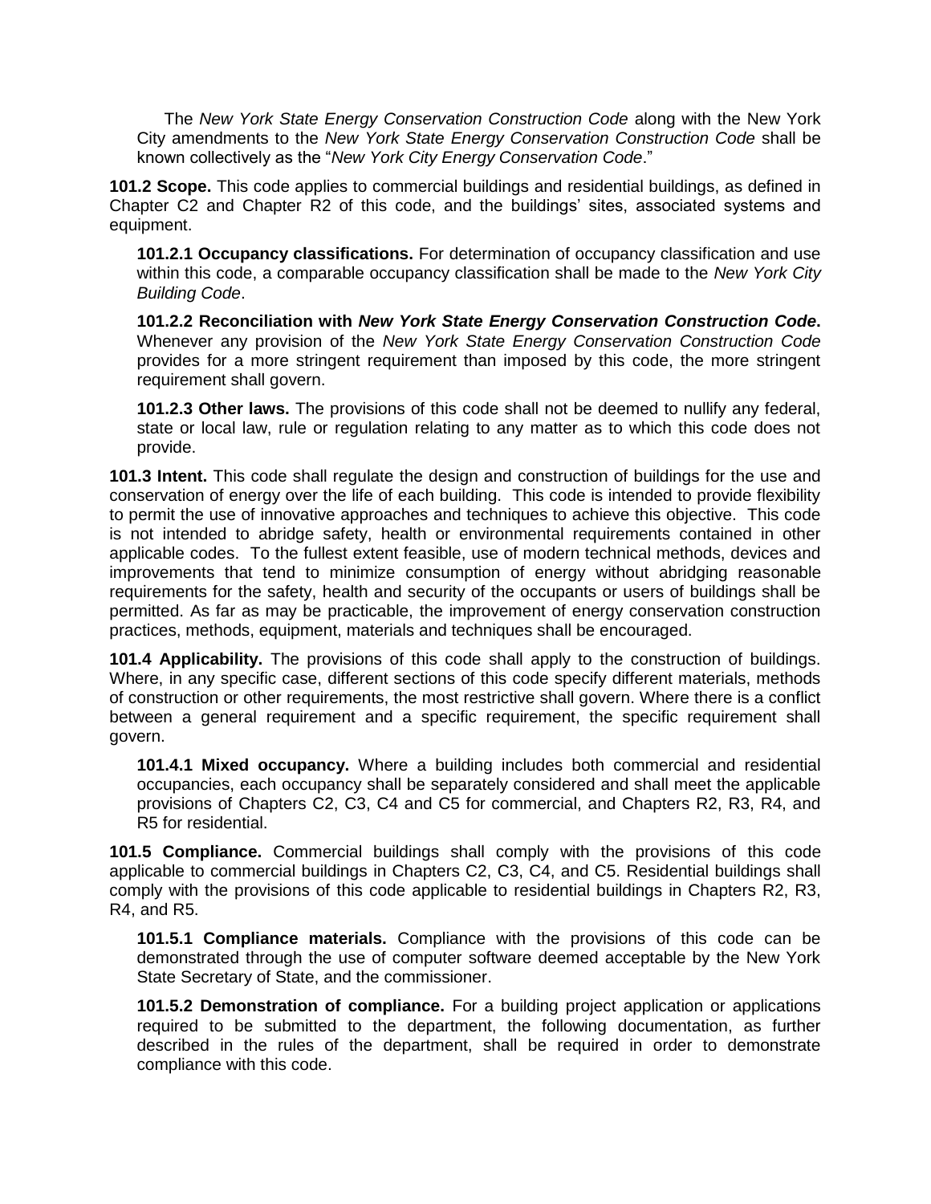The *New York State Energy Conservation Construction Code* along with the New York City amendments to the *New York State Energy Conservation Construction Code* shall be known collectively as the "*New York City Energy Conservation Code*."

**101.2 Scope.** This code applies to commercial buildings and residential buildings, as defined in Chapter C2 and Chapter R2 of this code, and the buildings' sites, associated systems and equipment.

**101.2.1 Occupancy classifications.** For determination of occupancy classification and use within this code, a comparable occupancy classification shall be made to the *New York City Building Code*.

**101.2.2 Reconciliation with *New York State Energy Conservation Construction Code*.** Whenever any provision of the *New York State Energy Conservation Construction Code* provides for a more stringent requirement than imposed by this code, the more stringent requirement shall govern.

**101.2.3 Other laws.** The provisions of this code shall not be deemed to nullify any federal, state or local law, rule or regulation relating to any matter as to which this code does not provide.

**101.3 Intent.** This code shall regulate the design and construction of buildings for the use and conservation of energy over the life of each building. This code is intended to provide flexibility to permit the use of innovative approaches and techniques to achieve this objective. This code is not intended to abridge safety, health or environmental requirements contained in other applicable codes. To the fullest extent feasible, use of modern technical methods, devices and improvements that tend to minimize consumption of energy without abridging reasonable requirements for the safety, health and security of the occupants or users of buildings shall be permitted. As far as may be practicable, the improvement of energy conservation construction practices, methods, equipment, materials and techniques shall be encouraged.

**101.4 Applicability.** The provisions of this code shall apply to the construction of buildings. Where, in any specific case, different sections of this code specify different materials, methods of construction or other requirements, the most restrictive shall govern. Where there is a conflict between a general requirement and a specific requirement, the specific requirement shall govern.

**101.4.1 Mixed occupancy.** Where a building includes both commercial and residential occupancies, each occupancy shall be separately considered and shall meet the applicable provisions of Chapters C2, C3, C4 and C5 for commercial, and Chapters R2, R3, R4, and R5 for residential.

**101.5 Compliance.** Commercial buildings shall comply with the provisions of this code applicable to commercial buildings in Chapters C2, C3, C4, and C5. Residential buildings shall comply with the provisions of this code applicable to residential buildings in Chapters R2, R3, R4, and R5.

**101.5.1 Compliance materials.** Compliance with the provisions of this code can be demonstrated through the use of computer software deemed acceptable by the New York State Secretary of State, and the commissioner.

**101.5.2 Demonstration of compliance.** For a building project application or applications required to be submitted to the department, the following documentation, as further described in the rules of the department, shall be required in order to demonstrate compliance with this code.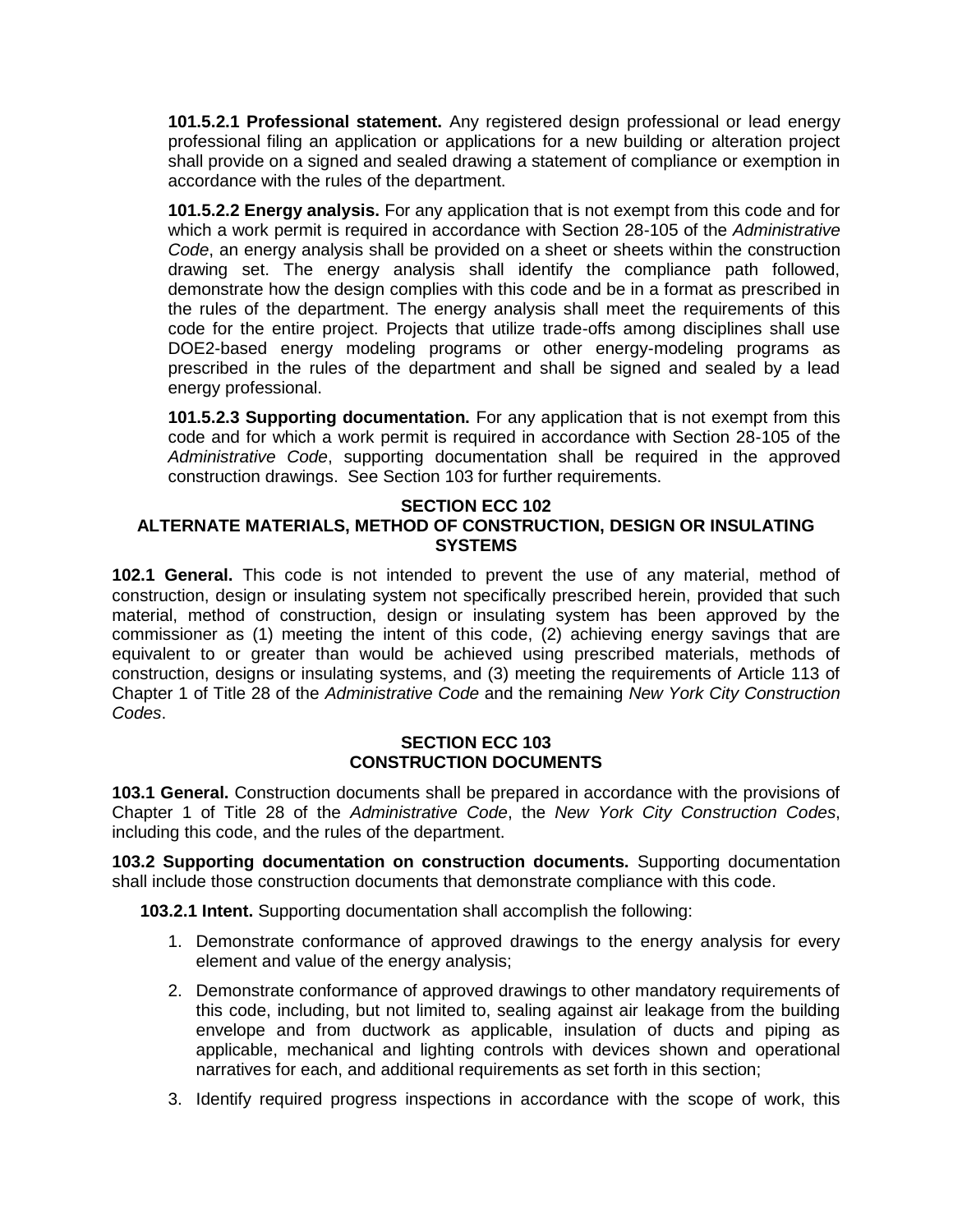**101.5.2.1 Professional statement.** Any registered design professional or lead energy professional filing an application or applications for a new building or alteration project shall provide on a signed and sealed drawing a statement of compliance or exemption in accordance with the rules of the department.

**101.5.2.2 Energy analysis.** For any application that is not exempt from this code and for which a work permit is required in accordance with Section 28-105 of the *Administrative Code*, an energy analysis shall be provided on a sheet or sheets within the construction drawing set. The energy analysis shall identify the compliance path followed, demonstrate how the design complies with this code and be in a format as prescribed in the rules of the department. The energy analysis shall meet the requirements of this code for the entire project. Projects that utilize trade-offs among disciplines shall use DOE2-based energy modeling programs or other energy-modeling programs as prescribed in the rules of the department and shall be signed and sealed by a lead energy professional.

**101.5.2.3 Supporting documentation.** For any application that is not exempt from this code and for which a work permit is required in accordance with Section 28-105 of the *Administrative Code*, supporting documentation shall be required in the approved construction drawings. See Section 103 for further requirements.

## SECTION ECC 102
## ALTERNATE MATERIALS, METHOD OF CONSTRUCTION, DESIGN OR INSULATING SYSTEMS

**102.1 General.** This code is not intended to prevent the use of any material, method of construction, design or insulating system not specifically prescribed herein, provided that such material, method of construction, design or insulating system has been approved by the commissioner as (1) meeting the intent of this code, (2) achieving energy savings that are equivalent to or greater than would be achieved using prescribed materials, methods of construction, designs or insulating systems, and (3) meeting the requirements of Article 113 of Chapter 1 of Title 28 of the *Administrative Code* and the remaining *New York City Construction Codes*.

## SECTION ECC 103
## CONSTRUCTION DOCUMENTS

**103.1 General.** Construction documents shall be prepared in accordance with the provisions of Chapter 1 of Title 28 of the *Administrative Code*, the *New York City Construction Codes*, including this code, and the rules of the department.

**103.2 Supporting documentation on construction documents.** Supporting documentation shall include those construction documents that demonstrate compliance with this code.

**103.2.1 Intent.** Supporting documentation shall accomplish the following:

1. Demonstrate conformance of approved drawings to the energy analysis for every element and value of the energy analysis;
2. Demonstrate conformance of approved drawings to other mandatory requirements of this code, including, but not limited to, sealing against air leakage from the building envelope and from ductwork as applicable, insulation of ducts and piping as applicable, mechanical and lighting controls with devices shown and operational narratives for each, and additional requirements as set forth in this section;
3. Identify required progress inspections in accordance with the scope of work, this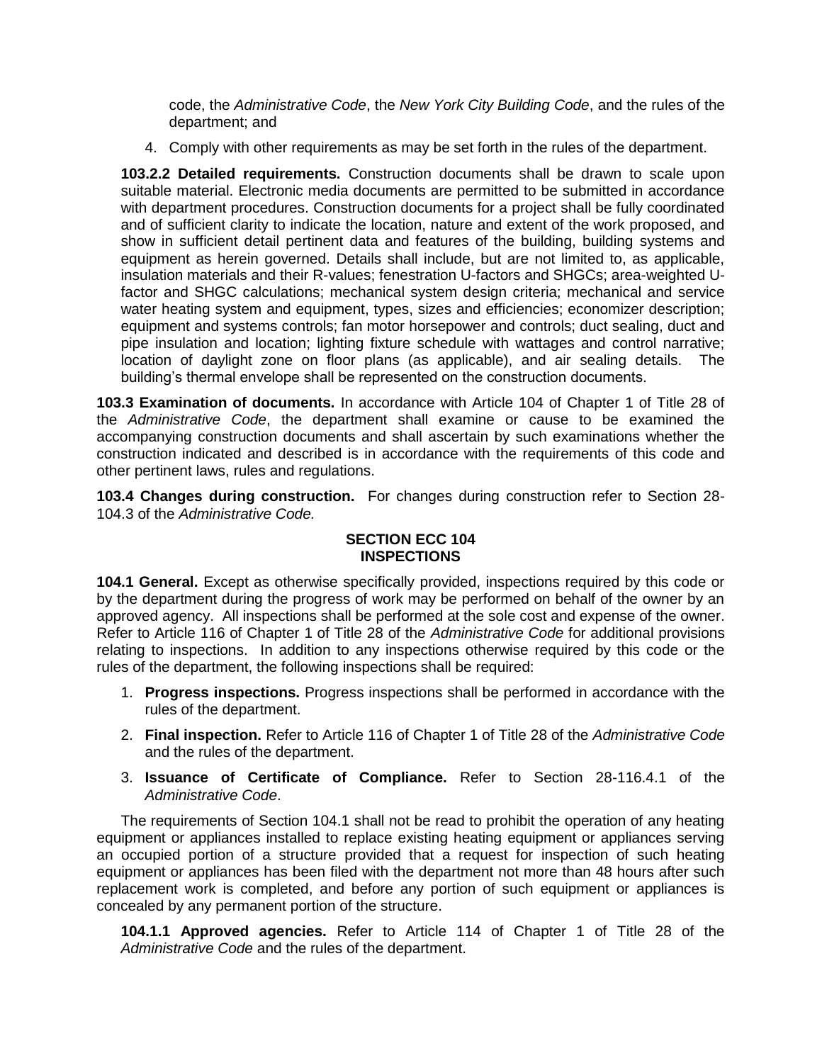code, the *Administrative Code*, the *New York City Building Code*, and the rules of the department; and

4. Comply with other requirements as may be set forth in the rules of the department.

**103.2.2 Detailed requirements.** Construction documents shall be drawn to scale upon suitable material. Electronic media documents are permitted to be submitted in accordance with department procedures. Construction documents for a project shall be fully coordinated and of sufficient clarity to indicate the location, nature and extent of the work proposed, and show in sufficient detail pertinent data and features of the building, building systems and equipment as herein governed. Details shall include, but are not limited to, as applicable, insulation materials and their R-values; fenestration U-factors and SHGCs; area-weighted U-factor and SHGC calculations; mechanical system design criteria; mechanical and service water heating system and equipment, types, sizes and efficiencies; economizer description; equipment and systems controls; fan motor horsepower and controls; duct sealing, duct and pipe insulation and location; lighting fixture schedule with wattages and control narrative; location of daylight zone on floor plans (as applicable), and air sealing details. The building's thermal envelope shall be represented on the construction documents.

**103.3 Examination of documents.** In accordance with Article 104 of Chapter 1 of Title 28 of the *Administrative Code*, the department shall examine or cause to be examined the accompanying construction documents and shall ascertain by such examinations whether the construction indicated and described is in accordance with the requirements of this code and other pertinent laws, rules and regulations.

**103.4 Changes during construction.** For changes during construction refer to Section 28-104.3 of the *Administrative Code.*

## SECTION ECC 104 INSPECTIONS

**104.1 General.** Except as otherwise specifically provided, inspections required by this code or by the department during the progress of work may be performed on behalf of the owner by an approved agency. All inspections shall be performed at the sole cost and expense of the owner. Refer to Article 116 of Chapter 1 of Title 28 of the *Administrative Code* for additional provisions relating to inspections. In addition to any inspections otherwise required by this code or the rules of the department, the following inspections shall be required:

1. **Progress inspections.** Progress inspections shall be performed in accordance with the rules of the department.
2. **Final inspection.** Refer to Article 116 of Chapter 1 of Title 28 of the *Administrative Code* and the rules of the department.
3. **Issuance of Certificate of Compliance.** Refer to Section 28-116.4.1 of the *Administrative Code*.

The requirements of Section 104.1 shall not be read to prohibit the operation of any heating equipment or appliances installed to replace existing heating equipment or appliances serving an occupied portion of a structure provided that a request for inspection of such heating equipment or appliances has been filed with the department not more than 48 hours after such replacement work is completed, and before any portion of such equipment or appliances is concealed by any permanent portion of the structure.

**104.1.1 Approved agencies.** Refer to Article 114 of Chapter 1 of Title 28 of the *Administrative Code* and the rules of the department.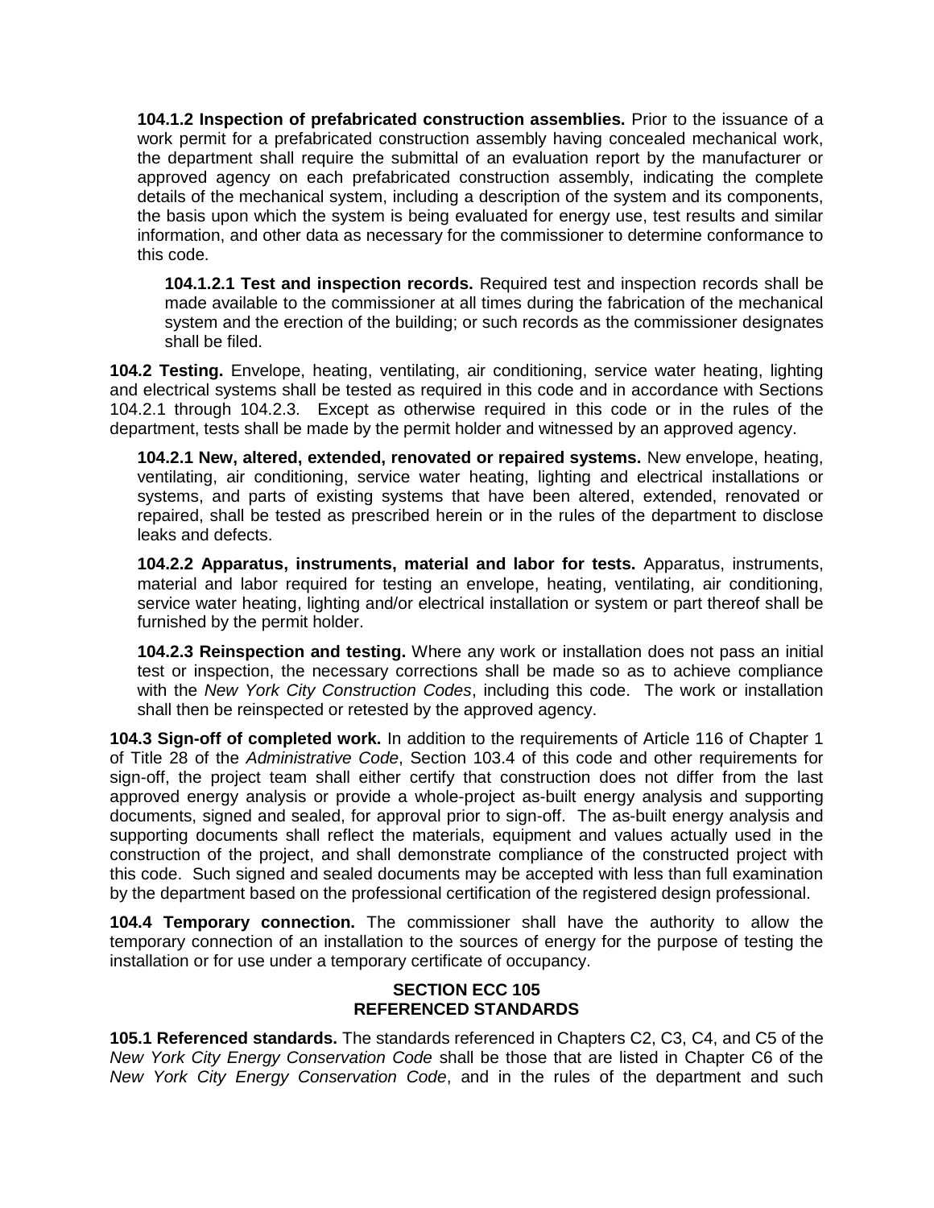**104.1.2 Inspection of prefabricated construction assemblies.** Prior to the issuance of a work permit for a prefabricated construction assembly having concealed mechanical work, the department shall require the submittal of an evaluation report by the manufacturer or approved agency on each prefabricated construction assembly, indicating the complete details of the mechanical system, including a description of the system and its components, the basis upon which the system is being evaluated for energy use, test results and similar information, and other data as necessary for the commissioner to determine conformance to this code.

**104.1.2.1 Test and inspection records.** Required test and inspection records shall be made available to the commissioner at all times during the fabrication of the mechanical system and the erection of the building; or such records as the commissioner designates shall be filed.

**104.2 Testing.** Envelope, heating, ventilating, air conditioning, service water heating, lighting and electrical systems shall be tested as required in this code and in accordance with Sections 104.2.1 through 104.2.3. Except as otherwise required in this code or in the rules of the department, tests shall be made by the permit holder and witnessed by an approved agency.

**104.2.1 New, altered, extended, renovated or repaired systems.** New envelope, heating, ventilating, air conditioning, service water heating, lighting and electrical installations or systems, and parts of existing systems that have been altered, extended, renovated or repaired, shall be tested as prescribed herein or in the rules of the department to disclose leaks and defects.

**104.2.2 Apparatus, instruments, material and labor for tests.** Apparatus, instruments, material and labor required for testing an envelope, heating, ventilating, air conditioning, service water heating, lighting and/or electrical installation or system or part thereof shall be furnished by the permit holder.

**104.2.3 Reinspection and testing.** Where any work or installation does not pass an initial test or inspection, the necessary corrections shall be made so as to achieve compliance with the *New York City Construction Codes*, including this code. The work or installation shall then be reinspected or retested by the approved agency.

**104.3 Sign-off of completed work.** In addition to the requirements of Article 116 of Chapter 1 of Title 28 of the *Administrative Code*, Section 103.4 of this code and other requirements for sign-off, the project team shall either certify that construction does not differ from the last approved energy analysis or provide a whole-project as-built energy analysis and supporting documents, signed and sealed, for approval prior to sign-off. The as-built energy analysis and supporting documents shall reflect the materials, equipment and values actually used in the construction of the project, and shall demonstrate compliance of the constructed project with this code. Such signed and sealed documents may be accepted with less than full examination by the department based on the professional certification of the registered design professional.

**104.4 Temporary connection.** The commissioner shall have the authority to allow the temporary connection of an installation to the sources of energy for the purpose of testing the installation or for use under a temporary certificate of occupancy.

## SECTION ECC 105
## REFERENCED STANDARDS

**105.1 Referenced standards.** The standards referenced in Chapters C2, C3, C4, and C5 of the *New York City Energy Conservation Code* shall be those that are listed in Chapter C6 of the *New York City Energy Conservation Code*, and in the rules of the department and such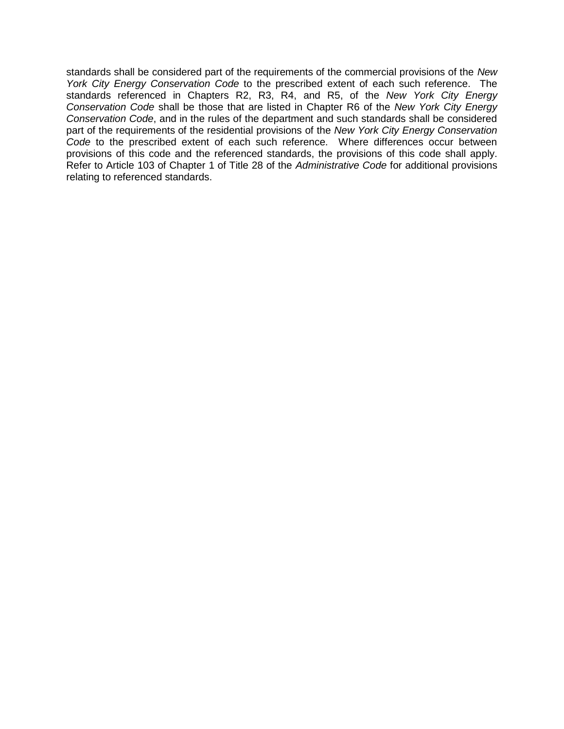standards shall be considered part of the requirements of the commercial provisions of the *New York City Energy Conservation Code* to the prescribed extent of each such reference. The standards referenced in Chapters R2, R3, R4, and R5, of the *New York City Energy Conservation Code* shall be those that are listed in Chapter R6 of the *New York City Energy Conservation Code*, and in the rules of the department and such standards shall be considered part of the requirements of the residential provisions of the *New York City Energy Conservation Code* to the prescribed extent of each such reference. Where differences occur between provisions of this code and the referenced standards, the provisions of this code shall apply. Refer to Article 103 of Chapter 1 of Title 28 of the *Administrative Code* for additional provisions relating to referenced standards.